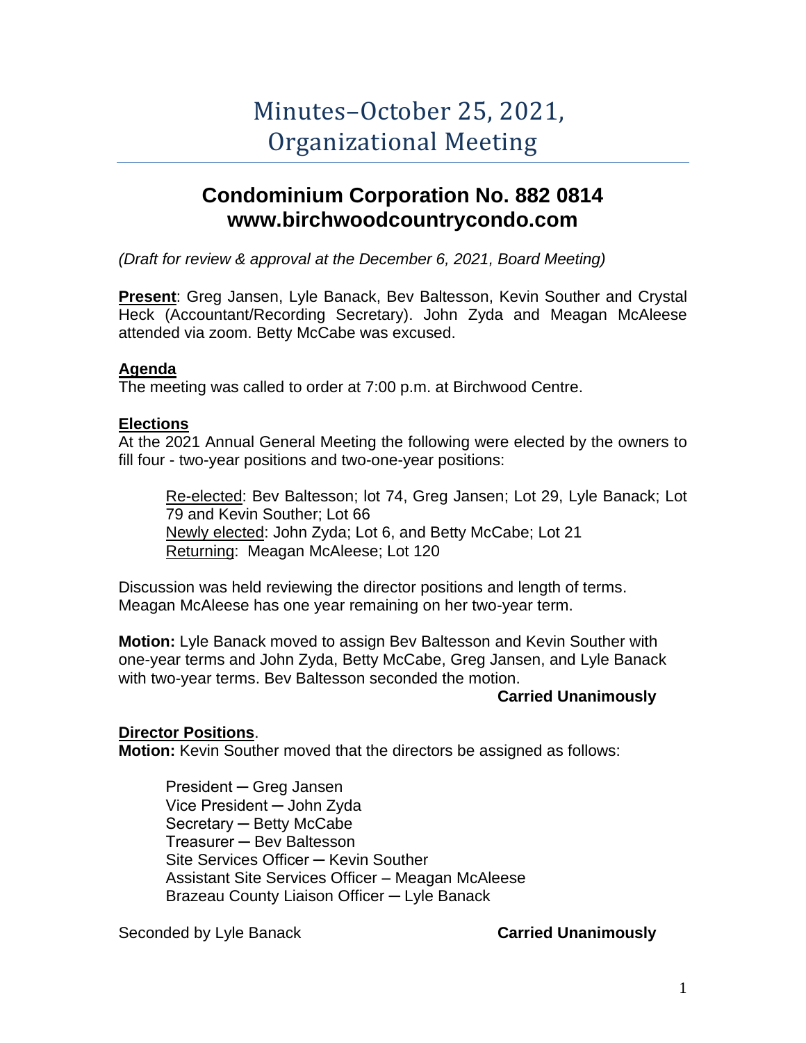# Minutes–October 25, 2021, Organizational Meeting

## Condominium Corporation No. 882 0814
## www.birchwoodcountrycondo.com

*(Draft for review & approval at the December 6, 2021, Board Meeting)*

**Present**: Greg Jansen, Lyle Banack, Bev Baltesson, Kevin Souther and Crystal Heck (Accountant/Recording Secretary). John Zyda and Meagan McAleese attended via zoom. Betty McCabe was excused.

**Agenda**

The meeting was called to order at 7:00 p.m. at Birchwood Centre.

**Elections**

At the 2021 Annual General Meeting the following were elected by the owners to fill four - two-year positions and two-one-year positions:

> Re-elected: Bev Baltesson; lot 74, Greg Jansen; Lot 29, Lyle Banack; Lot 79 and Kevin Souther; Lot 66
> Newly elected: John Zyda; Lot 6, and Betty McCabe; Lot 21
> Returning: Meagan McAleese; Lot 120

Discussion was held reviewing the director positions and length of terms. Meagan McAleese has one year remaining on her two-year term.

**Motion:** Lyle Banack moved to assign Bev Baltesson and Kevin Souther with one-year terms and John Zyda, Betty McCabe, Greg Jansen, and Lyle Banack with two-year terms. Bev Baltesson seconded the motion.

**Carried Unanimously**

**Director Positions**.

**Motion:** Kevin Souther moved that the directors be assigned as follows:

> President ─ Greg Jansen
> Vice President ─ John Zyda
> Secretary ─ Betty McCabe
> Treasurer ─ Bev Baltesson
> Site Services Officer ─ Kevin Souther
> Assistant Site Services Officer – Meagan McAleese
> Brazeau County Liaison Officer ─ Lyle Banack

Seconded by Lyle Banack **Carried Unanimously**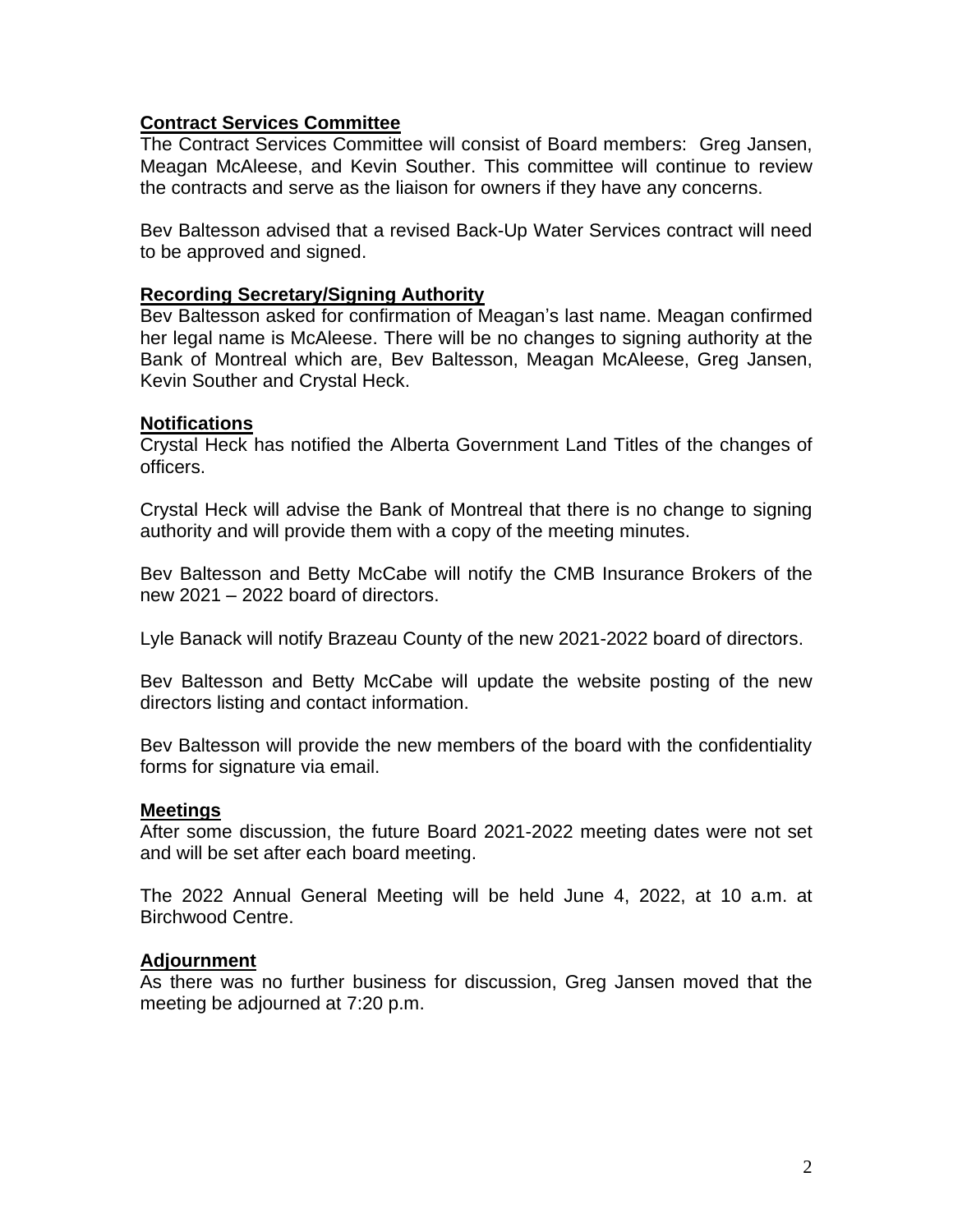## Contract Services Committee

The Contract Services Committee will consist of Board members: Greg Jansen, Meagan McAleese, and Kevin Souther. This committee will continue to review the contracts and serve as the liaison for owners if they have any concerns.

Bev Baltesson advised that a revised Back-Up Water Services contract will need to be approved and signed.

## Recording Secretary/Signing Authority

Bev Baltesson asked for confirmation of Meagan's last name. Meagan confirmed her legal name is McAleese. There will be no changes to signing authority at the Bank of Montreal which are, Bev Baltesson, Meagan McAleese, Greg Jansen, Kevin Souther and Crystal Heck.

## Notifications

Crystal Heck has notified the Alberta Government Land Titles of the changes of officers.

Crystal Heck will advise the Bank of Montreal that there is no change to signing authority and will provide them with a copy of the meeting minutes.

Bev Baltesson and Betty McCabe will notify the CMB Insurance Brokers of the new 2021 – 2022 board of directors.

Lyle Banack will notify Brazeau County of the new 2021-2022 board of directors.

Bev Baltesson and Betty McCabe will update the website posting of the new directors listing and contact information.

Bev Baltesson will provide the new members of the board with the confidentiality forms for signature via email.

## Meetings

After some discussion, the future Board 2021-2022 meeting dates were not set and will be set after each board meeting.

The 2022 Annual General Meeting will be held June 4, 2022, at 10 a.m. at Birchwood Centre.

## Adjournment

As there was no further business for discussion, Greg Jansen moved that the meeting be adjourned at 7:20 p.m.